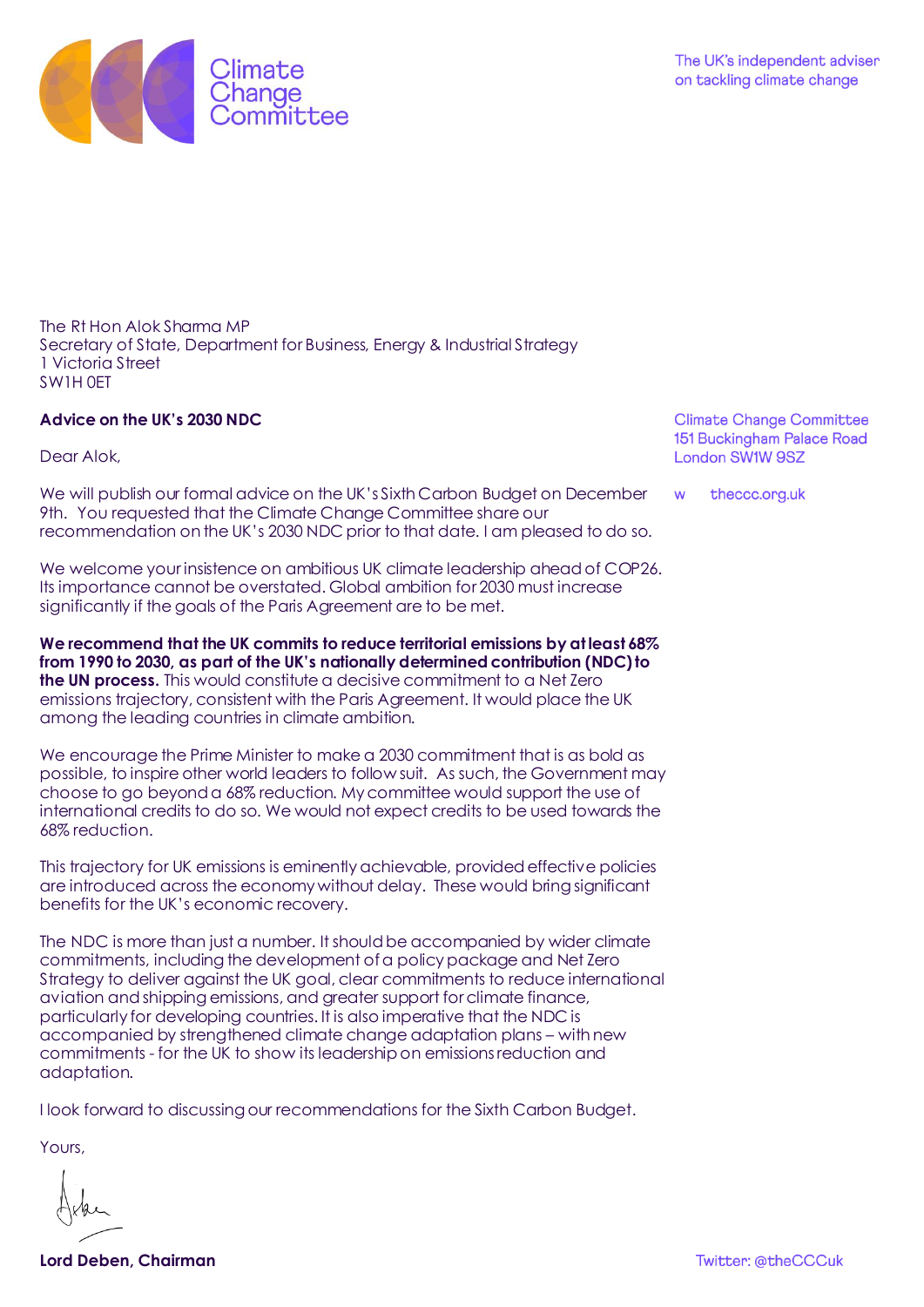Climate Change Committee

The UK's independent adviser on tackling climate change

The Rt Hon Alok Sharma MP
Secretary of State, Department for Business, Energy & Industrial Strategy
1 Victoria Street
SW1H 0ET

Climate Change Committee
151 Buckingham Palace Road
London SW1W 9SZ

w thecc.org.uk

**Advice on the UK's 2030 NDC**

Dear Alok,

We will publish our formal advice on the UK's Sixth Carbon Budget on December 9th. You requested that the Climate Change Committee share our recommendation on the UK's 2030 NDC prior to that date. I am pleased to do so.

We welcome your insistence on ambitious UK climate leadership ahead of COP26. Its importance cannot be overstated. Global ambition for 2030 must increase significantly if the goals of the Paris Agreement are to be met.

**We recommend that the UK commits to reduce territorial emissions by at least 68% from 1990 to 2030, as part of the UK's nationally determined contribution (NDC) to the UN process.** This would constitute a decisive commitment to a Net Zero emissions trajectory, consistent with the Paris Agreement. It would place the UK among the leading countries in climate ambition.

We encourage the Prime Minister to make a 2030 commitment that is as bold as possible, to inspire other world leaders to follow suit. As such, the Government may choose to go beyond a 68% reduction. My committee would support the use of international credits to do so. We would not expect credits to be used towards the 68% reduction.

This trajectory for UK emissions is eminently achievable, provided effective policies are introduced across the economy without delay. These would bring significant benefits for the UK's economic recovery.

The NDC is more than just a number. It should be accompanied by wider climate commitments, including the development of a policy package and Net Zero Strategy to deliver against the UK goal, clear commitments to reduce international aviation and shipping emissions, and greater support for climate finance, particularly for developing countries. It is also imperative that the NDC is accompanied by strengthened climate change adaptation plans – with new commitments - for the UK to show its leadership on emissions reduction and adaptation.

I look forward to discussing our recommendations for the Sixth Carbon Budget.

Yours,

**Lord Deben, Chairman**

Twitter: @theCCCuk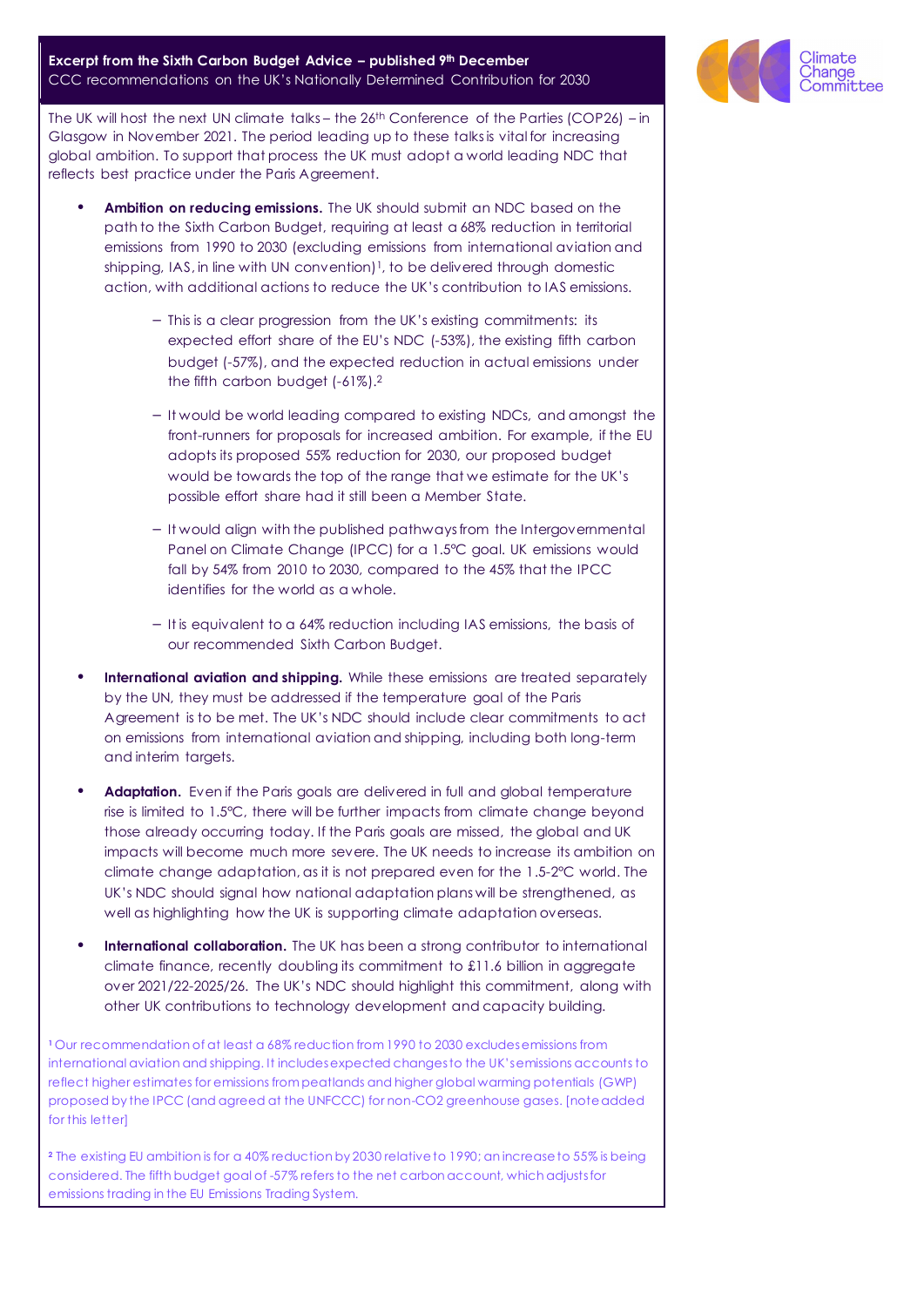**Excerpt from the Sixth Carbon Budget Advice – published 9th December**

CCC recommendations on the UK's Nationally Determined Contribution for 2030

The UK will host the next UN climate talks – the 26th Conference of the Parties (COP26) – in Glasgow in November 2021. The period leading up to these talks is vital for increasing global ambition. To support that process the UK must adopt a world leading NDC that reflects best practice under the Paris Agreement.

- **Ambition on reducing emissions.** The UK should submit an NDC based on the path to the Sixth Carbon Budget, requiring at least a 68% reduction in territorial emissions from 1990 to 2030 (excluding emissions from international aviation and shipping, IAS, in line with UN convention)[1], to be delivered through domestic action, with additional actions to reduce the UK's contribution to IAS emissions.
  - This is a clear progression from the UK's existing commitments: its expected effort share of the EU's NDC (-53%), the existing fifth carbon budget (-57%), and the expected reduction in actual emissions under the fifth carbon budget (-61%).[2]
  - It would be world leading compared to existing NDCs, and amongst the front-runners for proposals for increased ambition. For example, if the EU adopts its proposed 55% reduction for 2030, our proposed budget would be towards the top of the range that we estimate for the UK's possible effort share had it still been a Member State.
  - It would align with the published pathways from the Intergovernmental Panel on Climate Change (IPCC) for a 1.5°C goal. UK emissions would fall by 54% from 2010 to 2030, compared to the 45% that the IPCC identifies for the world as a whole.
  - It is equivalent to a 64% reduction including IAS emissions, the basis of our recommended Sixth Carbon Budget.
- **International aviation and shipping.** While these emissions are treated separately by the UN, they must be addressed if the temperature goal of the Paris Agreement is to be met. The UK's NDC should include clear commitments to act on emissions from international aviation and shipping, including both long-term and interim targets.
- **Adaptation.** Even if the Paris goals are delivered in full and global temperature rise is limited to 1.5°C, there will be further impacts from climate change beyond those already occurring today. If the Paris goals are missed, the global and UK impacts will become much more severe. The UK needs to increase its ambition on climate change adaptation, as it is not prepared even for the 1.5-2°C world. The UK's NDC should signal how national adaptation plans will be strengthened, as well as highlighting how the UK is supporting climate adaptation overseas.
- **International collaboration.** The UK has been a strong contributor to international climate finance, recently doubling its commitment to £11.6 billion in aggregate over 2021/22-2025/26. The UK's NDC should highlight this commitment, along with other UK contributions to technology development and capacity building.

[1] Our recommendation of at least a 68% reduction from 1990 to 2030 excludes emissions from international aviation and shipping. It includes expected changes to the UK's emissions accounts to reflect higher estimates for emissions from peatlands and higher global warming potentials (GWP) proposed by the IPCC (and agreed at the UNFCCC) for non-CO2 greenhouse gases. [note added for this letter]

[2] The existing EU ambition is for a 40% reduction by 2030 relative to 1990; an increase to 55% is being considered. The fifth budget goal of -57% refers to the net carbon account, which adjusts for emissions trading in the EU Emissions Trading System.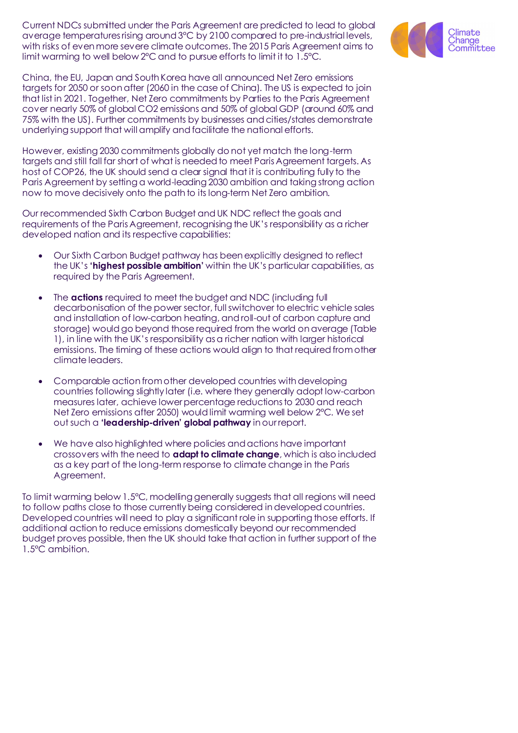Current NDCs submitted under the Paris Agreement are predicted to lead to global average temperatures rising around 3°C by 2100 compared to pre-industrial levels, with risks of even more severe climate outcomes. The 2015 Paris Agreement aims to limit warming to well below 2°C and to pursue efforts to limit it to 1.5°C.

China, the EU, Japan and South Korea have all announced Net Zero emissions targets for 2050 or soon after (2060 in the case of China). The US is expected to join that list in 2021. Together, Net Zero commitments by Parties to the Paris Agreement cover nearly 50% of global $CO_2$ emissions and 50% of global GDP (around 60% and 75% with the US). Further commitments by businesses and cities/states demonstrate underlying support that will amplify and facilitate the national efforts.

However, existing 2030 commitments globally do not yet match the long-term targets and still fall far short of what is needed to meet Paris Agreement targets. As host of COP26, the UK should send a clear signal that it is contributing fully to the Paris Agreement by setting a world-leading 2030 ambition and taking strong action now to move decisively onto the path to its long-term Net Zero ambition.

Our recommended Sixth Carbon Budget and UK NDC reflect the goals and requirements of the Paris Agreement, recognising the UK's responsibility as a richer developed nation and its respective capabilities:

- Our Sixth Carbon Budget pathway has been explicitly designed to reflect the UK's **'highest possible ambition'** within the UK's particular capabilities, as required by the Paris Agreement.
- The **actions** required to meet the budget and NDC (including full decarbonisation of the power sector, full switchover to electric vehicle sales and installation of low-carbon heating, and roll-out of carbon capture and storage) would go beyond those required from the world on average (Table 1), in line with the UK's responsibility as a richer nation with larger historical emissions. The timing of these actions would align to that required from other climate leaders.
- Comparable action from other developed countries with developing countries following slightly later (i.e. where they generally adopt low-carbon measures later, achieve lower percentage reductions to 2030 and reach Net Zero emissions after 2050) would limit warming well below 2°C. We set out such a **'leadership-driven' global pathway** in our report.
- We have also highlighted where policies and actions have important crossovers with the need to **adapt to climate change**, which is also included as a key part of the long-term response to climate change in the Paris Agreement.

To limit warming below 1.5°C, modelling generally suggests that all regions will need to follow paths close to those currently being considered in developed countries. Developed countries will need to play a significant role in supporting those efforts. If additional action to reduce emissions domestically beyond our recommended budget proves possible, then the UK should take that action in further support of the 1.5°C ambition.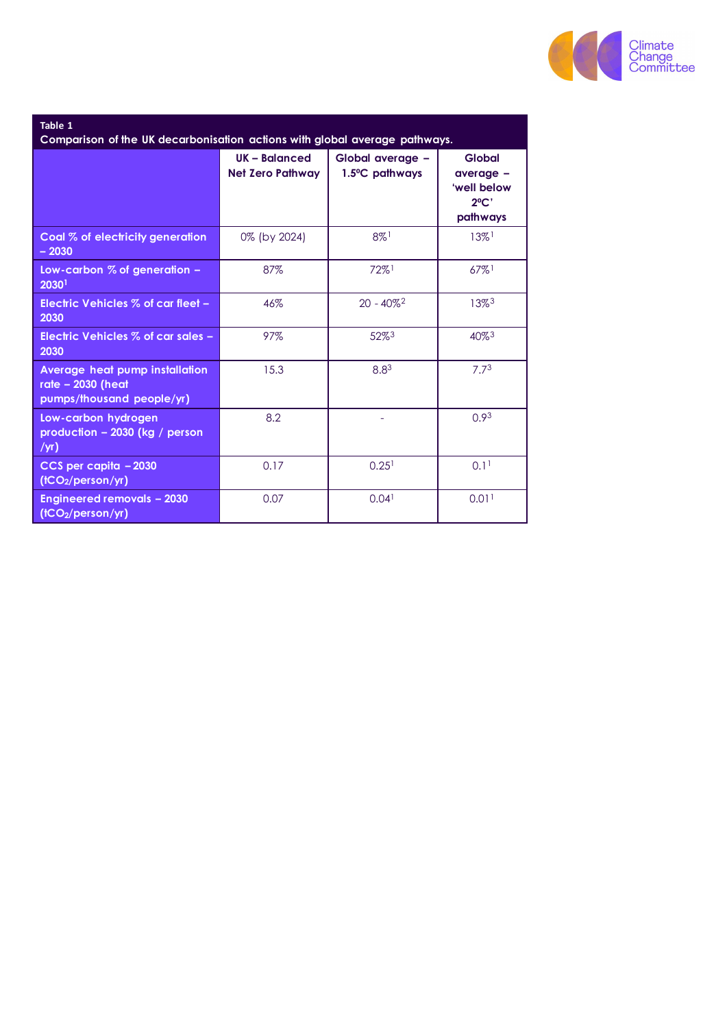**Table 1**

**Comparison of the UK decarbonisation actions with global average pathways.**

| | UK – Balanced Net Zero Pathway | Global average – 1.5ºC pathways | Global average – 'well below 2ºC' pathways |
|---|---|---|---|
| Coal % of electricity generation – 2030 | 0% (by 2024) | 8%[1] | 13%[1] |
| Low-carbon % of generation – 2030[1] | 87% | 72%[1] | 67%[1] |
| Electric Vehicles % of car fleet – 2030 | 46% | 20 - 40%[2] | 13%[3] |
| Electric Vehicles % of car sales – 2030 | 97% | 52%[3] | 40%[3] |
| Average heat pump installation rate – 2030 (heat pumps/thousand people/yr) | 15.3 | 8.8[3] | 7.7[3] |
| Low-carbon hydrogen production – 2030 (kg / person /yr) | 8.2 | - | 0.9[3] |
| CCS per capita – 2030 ($tCO_2$/person/yr) | 0.17 | 0.25[1] | 0.1[1] |
| Engineered removals – 2030 ($tCO_2$/person/yr) | 0.07 | 0.04[1] | 0.01[1] |